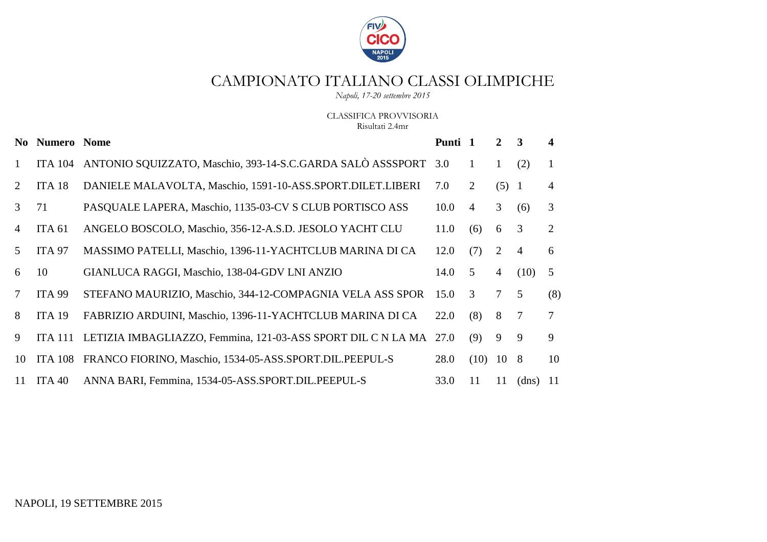# CAMPIONATO ITALIANO CLASSI OLIMPICHE

*Napoli, 17-20 settembre 2015*

CLASSIFICA PROVVISORIA
Risultati 2.4mr

| No | Numero | Nome | Punti | 1 | 2 | 3 | 4 |
|---|---|---|---|---|---|---|---|
| 1 | ITA 104 | ANTONIO SQUIZZATO, Maschio, 393-14-S.C.GARDA SALÒ ASSSPORT | 3.0 | 1 | 1 | (2) | 1 |
| 2 | ITA 18 | DANIELE MALAVOLTA, Maschio, 1591-10-ASS.SPORT.DILET.LIBERI | 7.0 | 2 | (5) | 1 | 4 |
| 3 | 71 | PASQUALE LAPERA, Maschio, 1135-03-CV S CLUB PORTISCO ASS | 10.0 | 4 | 3 | (6) | 3 |
| 4 | ITA 61 | ANGELO BOSCOLO, Maschio, 356-12-A.S.D. JESOLO YACHT CLU | 11.0 | (6) | 6 | 3 | 2 |
| 5 | ITA 97 | MASSIMO PATELLI, Maschio, 1396-11-YACHTCLUB MARINA DI CA | 12.0 | (7) | 2 | 4 | 6 |
| 6 | 10 | GIANLUCA RAGGI, Maschio, 138-04-GDV LNI ANZIO | 14.0 | 5 | 4 | (10) | 5 |
| 7 | ITA 99 | STEFANO MAURIZIO, Maschio, 344-12-COMPAGNIA VELA ASS SPOR | 15.0 | 3 | 7 | 5 | (8) |
| 8 | ITA 19 | FABRIZIO ARDUINI, Maschio, 1396-11-YACHTCLUB MARINA DI CA | 22.0 | (8) | 8 | 7 | 7 |
| 9 | ITA 111 | LETIZIA IMBAGLIAZZO, Femmina, 121-03-ASS SPORT DIL C N LA MA | 27.0 | (9) | 9 | 9 | 9 |
| 10 | ITA 108 | FRANCO FIORINO, Maschio, 1534-05-ASS.SPORT.DIL.PEEPUL-S | 28.0 | (10) | 10 | 8 | 10 |
| 11 | ITA 40 | ANNA BARI, Femmina, 1534-05-ASS.SPORT.DIL.PEEPUL-S | 33.0 | 11 | 11 | (dns) | 11 |

NAPOLI, 19 SETTEMBRE 2015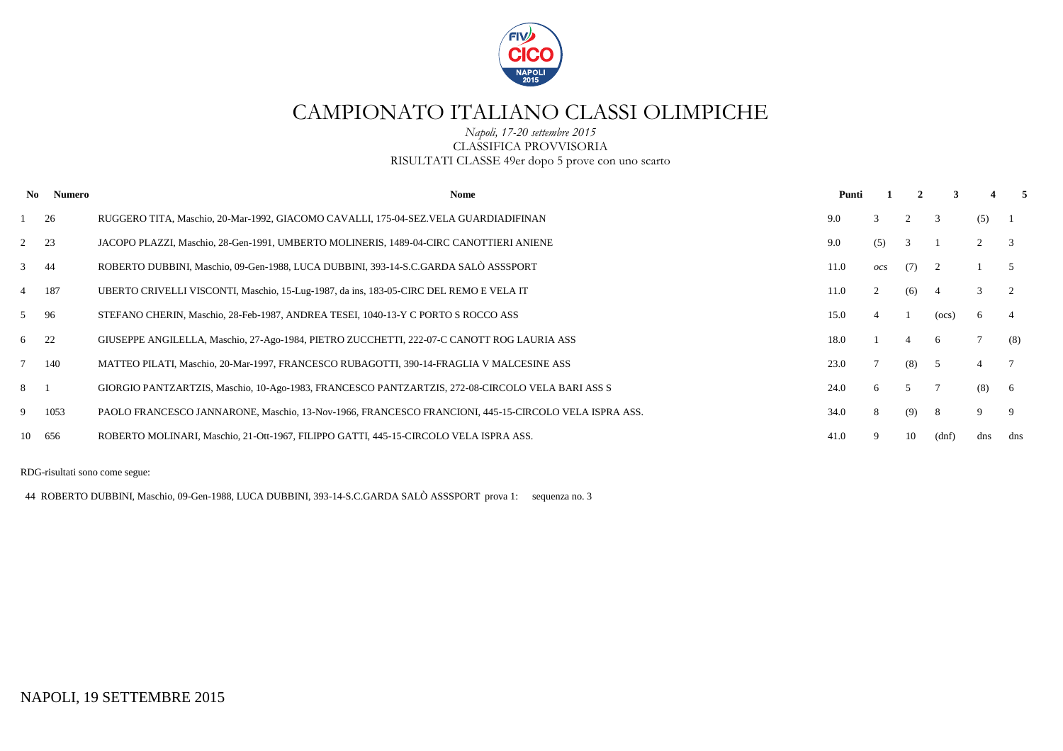# CAMPIONATO ITALIANO CLASSI OLIMPICHE

*Napoli, 17-20 settembre 2015*

CLASSIFICA PROVVISORIA

RISULTATI CLASSE 49er dopo 5 prove con uno scarto

| No | Numero | Nome | Punti | 1 | 2 | 3 | 4 | 5 |
|---|---|---|---|---|---|---|---|---|
| 1 | 26 | RUGGERO TITA, Maschio, 20-Mar-1992, GIACOMO CAVALLI, 175-04-SEZ.VELA GUARDIADIFINAN | 9.0 | 3 | 2 | 3 | (5) | 1 |
| 2 | 23 | JACOPO PLAZZI, Maschio, 28-Gen-1991, UMBERTO MOLINERIS, 1489-04-CIRC CANOTTIERI ANIENE | 9.0 | (5) | 3 | 1 | 2 | 3 |
| 3 | 44 | ROBERTO DUBBINI, Maschio, 09-Gen-1988, LUCA DUBBINI, 393-14-S.C.GARDA SALÒ ASSSPORT | 11.0 | *ocs* | (7) | 2 | 1 | 5 |
| 4 | 187 | UBERTO CRIVELLI VISCONTI, Maschio, 15-Lug-1987, da ins, 183-05-CIRC DEL REMO E VELA IT | 11.0 | 2 | (6) | 4 | 3 | 2 |
| 5 | 96 | STEFANO CHERIN, Maschio, 28-Feb-1987, ANDREA TESEI, 1040-13-Y C PORTO S ROCCO ASS | 15.0 | 4 | 1 | (ocs) | 6 | 4 |
| 6 | 22 | GIUSEPPE ANGILELLA, Maschio, 27-Ago-1984, PIETRO ZUCCHETTI, 222-07-C CANOTT ROG LAURIA ASS | 18.0 | 1 | 4 | 6 | 7 | (8) |
| 7 | 140 | MATTEO PILATI, Maschio, 20-Mar-1997, FRANCESCO RUBAGOTTI, 390-14-FRAGLIA V MALCESINE ASS | 23.0 | 7 | (8) | 5 | 4 | 7 |
| 8 | 1 | GIORGIO PANTZARTZIS, Maschio, 10-Ago-1983, FRANCESCO PANTZARTZIS, 272-08-CIRCOLO VELA BARI ASS S | 24.0 | 6 | 5 | 7 | (8) | 6 |
| 9 | 1053 | PAOLO FRANCESCO JANNARONE, Maschio, 13-Nov-1966, FRANCESCO FRANCIONI, 445-15-CIRCOLO VELA ISPRA ASS. | 34.0 | 8 | (9) | 8 | 9 | 9 |
| 10 | 656 | ROBERTO MOLINARI, Maschio, 21-Ott-1967, FILIPPO GATTI, 445-15-CIRCOLO VELA ISPRA ASS. | 41.0 | 9 | 10 | (dnf) | dns | dns |

RDG-risultati sono come segue:

44 ROBERTO DUBBINI, Maschio, 09-Gen-1988, LUCA DUBBINI, 393-14-S.C.GARDA SALÒ ASSSPORT prova 1: sequenza no. 3

NAPOLI, 19 SETTEMBRE 2015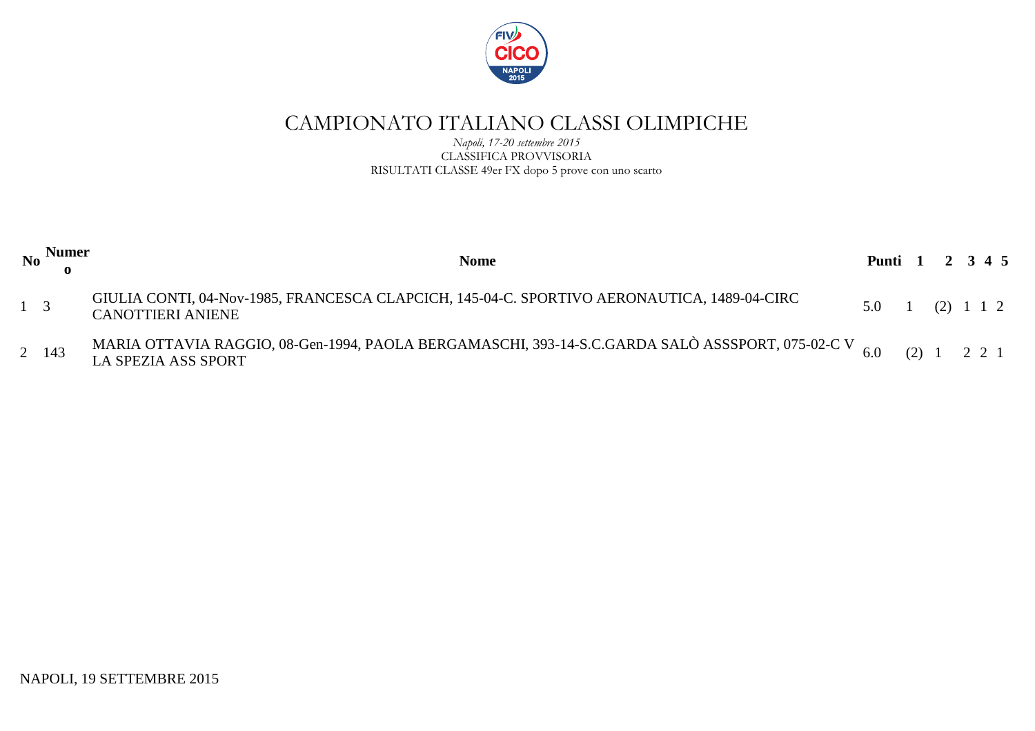# CAMPIONATO ITALIANO CLASSI OLIMPICHE

*Napoli, 17-20 settembre 2015*

CLASSIFICA PROVVISORIA

RISULTATI CLASSE 49er FX dopo 5 prove con uno scarto

| No | Numero | Nome | Punti | 1 | 2 | 3 | 4 | 5 |
|---|---|---|---|---|---|---|---|---|
| 1 | 3 | GIULIA CONTI, 04-Nov-1985, FRANCESCA CLAPCICH, 145-04-C. SPORTIVO AERONAUTICA, 1489-04-CIRC CANOTTIERI ANIENE | 5.0 | 1 | (2) | 1 | 1 | 2 |
| 2 | 143 | MARIA OTTAVIA RAGGIO, 08-Gen-1994, PAOLA BERGAMASCHI, 393-14-S.C.GARDA SALÒ ASSSPORT, 075-02-C V LA SPEZIA ASS SPORT | 6.0 | (2) | 1 | 2 | 2 | 1 |

NAPOLI, 19 SETTEMBRE 2015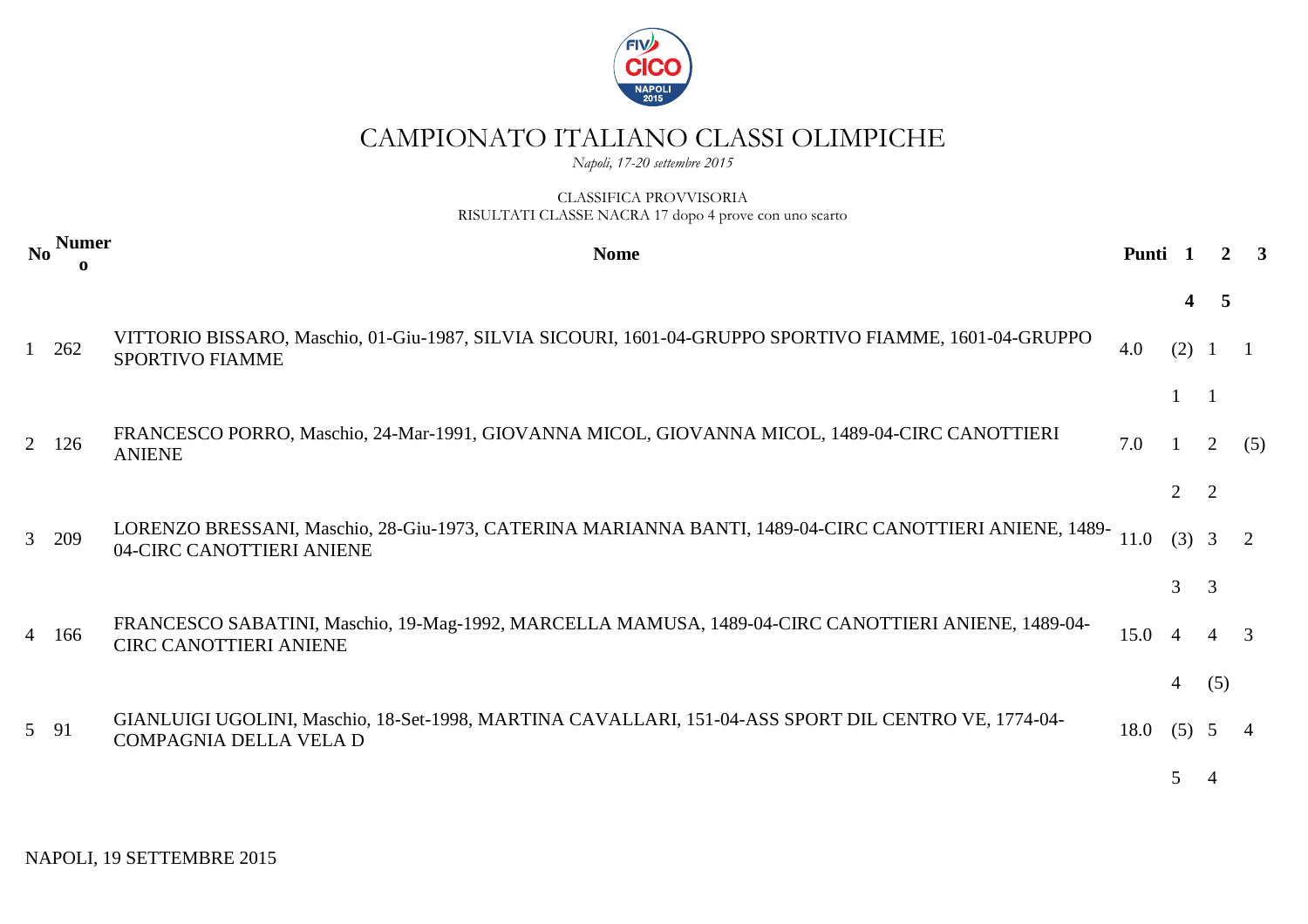# CAMPIONATO ITALIANO CLASSI OLIMPICHE

*Napoli, 17-20 settembre 2015*

CLASSIFICA PROVVISORIA
RISULTATI CLASSE NACRA 17 dopo 4 prove con uno scarto

| No | Numero | Nome | Punti | 1 | 2 | 3 | 4 | 5 |
|---|---|---|---|---|---|---|---|---|
| 1 | 262 | VITTORIO BISSARO, Maschio, 01-Giu-1987, SILVIA SICOURI, 1601-04-GRUPPO SPORTIVO FIAMME, 1601-04-GRUPPO SPORTIVO FIAMME | 4.0 | (2) | 1 | 1 | 1 | 1 |
| 2 | 126 | FRANCESCO PORRO, Maschio, 24-Mar-1991, GIOVANNA MICOL, GIOVANNA MICOL, 1489-04-CIRC CANOTTIERI ANIENE | 7.0 | 1 | 2 | (5) | 2 | 2 |
| 3 | 209 | LORENZO BRESSANI, Maschio, 28-Giu-1973, CATERINA MARIANNA BANTI, 1489-04-CIRC CANOTTIERI ANIENE, 1489-04-CIRC CANOTTIERI ANIENE | 11.0 | (3) | 3 | 2 | 3 | 3 |
| 4 | 166 | FRANCESCO SABATINI, Maschio, 19-Mag-1992, MARCELLA MAMUSA, 1489-04-CIRC CANOTTIERI ANIENE, 1489-04-CIRC CANOTTIERI ANIENE | 15.0 | 4 | 4 | 3 | 4 | (5) |
| 5 | 91 | GIANLUIGI UGOLINI, Maschio, 18-Set-1998, MARTINA CAVALLARI, 151-04-ASS SPORT DIL CENTRO VE, 1774-04-COMPAGNIA DELLA VELA D | 18.0 | (5) | 5 | 4 | 5 | 4 |

NAPOLI, 19 SETTEMBRE 2015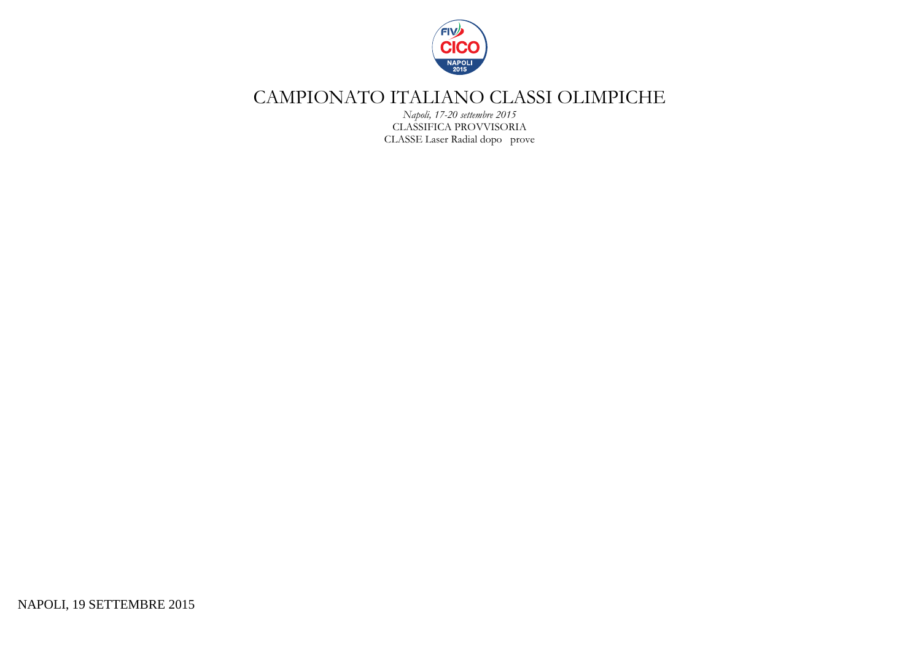# CAMPIONATO ITALIANO CLASSI OLIMPICHE

*Napoli, 17-20 settembre 2015*

CLASSIFICA PROVVISORIA

CLASSE Laser Radial dopo  prove

NAPOLI, 19 SETTEMBRE 2015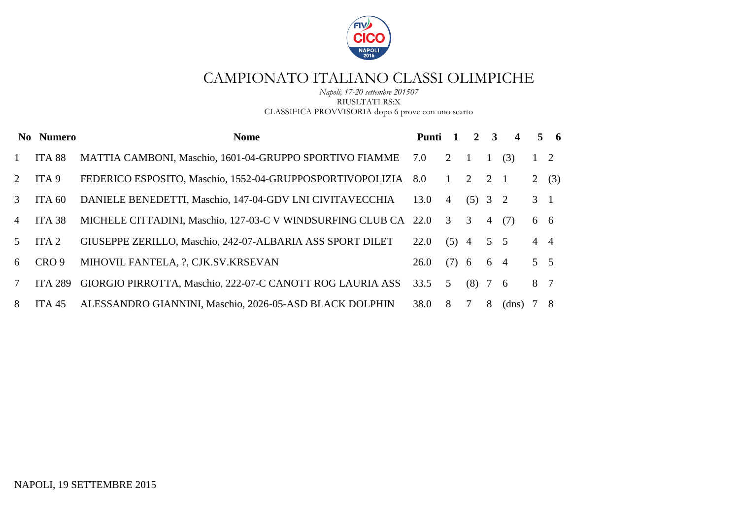# CAMPIONATO ITALIANO CLASSI OLIMPICHE

*Napoli, 17-20 settembre 201507*

RIUSLTATI RS:X

CLASSIFICA PROVVISORIA dopo 6 prove con uno scarto

| No | Numero | Nome | Punti | 1 | 2 | 3 | 4 | 5 | 6 |
|---|---|---|---|---|---|---|---|---|---|
| 1 | ITA 88 | MATTIA CAMBONI, Maschio, 1601-04-GRUPPO SPORTIVO FIAMME | 7.0 | 2 | 1 | 1 | (3) | 1 | 2 |
| 2 | ITA 9 | FEDERICO ESPOSITO, Maschio, 1552-04-GRUPPOSPORTIVOPOLIZIA | 8.0 | 1 | 2 | 2 | 1 | 2 | (3) |
| 3 | ITA 60 | DANIELE BENEDETTI, Maschio, 147-04-GDV LNI CIVITAVECCHIA | 13.0 | 4 | (5) | 3 | 2 | 3 | 1 |
| 4 | ITA 38 | MICHELE CITTADINI, Maschio, 127-03-C V WINDSURFING CLUB CA | 22.0 | 3 | 3 | 4 | (7) | 6 | 6 |
| 5 | ITA 2 | GIUSEPPE ZERILLO, Maschio, 242-07-ALBARIA ASS SPORT DILET | 22.0 | (5) | 4 | 5 | 5 | 4 | 4 |
| 6 | CRO 9 | MIHOVIL FANTELA, ?, CJK.SV.KRSEVAN | 26.0 | (7) | 6 | 6 | 4 | 5 | 5 |
| 7 | ITA 289 | GIORGIO PIRROTTA, Maschio, 222-07-C CANOTT ROG LAURIA ASS | 33.5 | 5 | (8) | 7 | 6 | 8 | 7 |
| 8 | ITA 45 | ALESSANDRO GIANNINI, Maschio, 2026-05-ASD BLACK DOLPHIN | 38.0 | 8 | 7 | 8 | (dns) | 7 | 8 |

NAPOLI, 19 SETTEMBRE 2015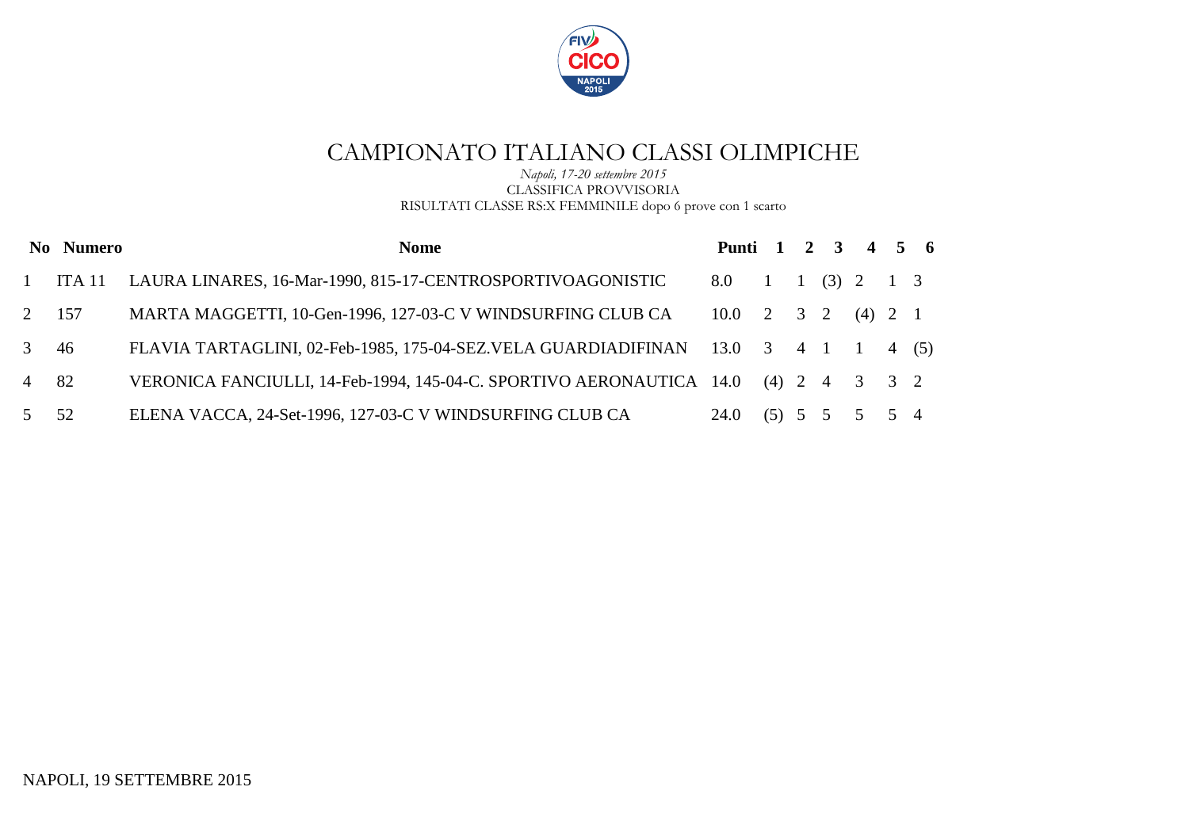# CAMPIONATO ITALIANO CLASSI OLIMPICHE

*Napoli, 17-20 settembre 2015*

CLASSIFICA PROVVISORIA

RISULTATI CLASSE RS:X FEMMINILE dopo 6 prove con 1 scarto

| No | Numero | Nome | Punti | 1 | 2 | 3 | 4 | 5 | 6 |
|---|---|---|---|---|---|---|---|---|---|
| 1 | ITA 11 | LAURA LINARES, 16-Mar-1990, 815-17-CENTROSPORTIVOAGONISTIC | 8.0 | 1 | 1 | (3) | 2 | 1 | 3 |
| 2 | 157 | MARTA MAGGETTI, 10-Gen-1996, 127-03-C V WINDSURFING CLUB CA | 10.0 | 2 | 3 | 2 | (4) | 2 | 1 |
| 3 | 46 | FLAVIA TARTAGLINI, 02-Feb-1985, 175-04-SEZ.VELA GUARDIADIFINAN | 13.0 | 3 | 4 | 1 | 1 | 4 | (5) |
| 4 | 82 | VERONICA FANCIULLI, 14-Feb-1994, 145-04-C. SPORTIVO AERONAUTICA | 14.0 | (4) | 2 | 4 | 3 | 3 | 2 |
| 5 | 52 | ELENA VACCA, 24-Set-1996, 127-03-C V WINDSURFING CLUB CA | 24.0 | (5) | 5 | 5 | 5 | 5 | 4 |

NAPOLI, 19 SETTEMBRE 2015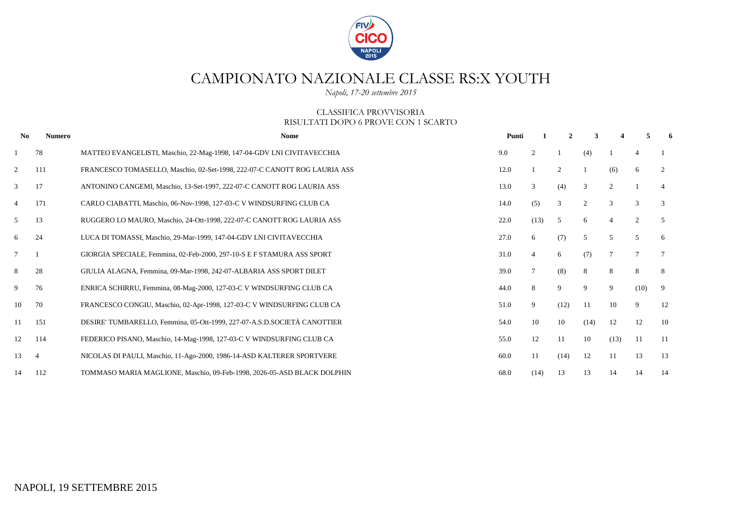# CAMPIONATO NAZIONALE CLASSE RS:X YOUTH

*Napoli, 17-20 settembre 2015*

CLASSIFICA PROVVISORIA
RISULTATI DOPO 6 PROVE CON 1 SCARTO

| No | Numero | Nome | Punti | 1 | 2 | 3 | 4 | 5 | 6 |
|---|---|---|---|---|---|---|---|---|---|
| 1 | 78 | MATTEO EVANGELISTI, Maschio, 22-Mag-1998, 147-04-GDV LNI CIVITAVECCHIA | 9.0 | 2 | 1 | (4) | 1 | 4 | 1 |
| 2 | 111 | FRANCESCO TOMASELLO, Maschio, 02-Set-1998, 222-07-C CANOTT ROG LAURIA ASS | 12.0 | 1 | 2 | 1 | (6) | 6 | 2 |
| 3 | 17 | ANTONINO CANGEMI, Maschio, 13-Set-1997, 222-07-C CANOTT ROG LAURIA ASS | 13.0 | 3 | (4) | 3 | 2 | 1 | 4 |
| 4 | 171 | CARLO CIABATTI, Maschio, 06-Nov-1998, 127-03-C V WINDSURFING CLUB CA | 14.0 | (5) | 3 | 2 | 3 | 3 | 3 |
| 5 | 13 | RUGGERO LO MAURO, Maschio, 24-Ott-1998, 222-07-C CANOTT ROG LAURIA ASS | 22.0 | (13) | 5 | 6 | 4 | 2 | 5 |
| 6 | 24 | LUCA DI TOMASSI, Maschio, 29-Mar-1999, 147-04-GDV LNI CIVITAVECCHIA | 27.0 | 6 | (7) | 5 | 5 | 5 | 6 |
| 7 | 1 | GIORGIA SPECIALE, Femmina, 02-Feb-2000, 297-10-S E F STAMURA ASS SPORT | 31.0 | 4 | 6 | (7) | 7 | 7 | 7 |
| 8 | 28 | GIULIA ALAGNA, Femmina, 09-Mar-1998, 242-07-ALBARIA ASS SPORT DILET | 39.0 | 7 | (8) | 8 | 8 | 8 | 8 |
| 9 | 76 | ENRICA SCHIRRU, Femmina, 08-Mag-2000, 127-03-C V WINDSURFING CLUB CA | 44.0 | 8 | 9 | 9 | 9 | (10) | 9 |
| 10 | 70 | FRANCESCO CONGIU, Maschio, 02-Apr-1998, 127-03-C V WINDSURFING CLUB CA | 51.0 | 9 | (12) | 11 | 10 | 9 | 12 |
| 11 | 151 | DESIRE' TUMBARELLO, Femmina, 05-Ott-1999, 227-07-A.S.D.SOCIETÀ CANOTTIER | 54.0 | 10 | 10 | (14) | 12 | 12 | 10 |
| 12 | 114 | FEDERICO PISANO, Maschio, 14-Mag-1998, 127-03-C V WINDSURFING CLUB CA | 55.0 | 12 | 11 | 10 | (13) | 11 | 11 |
| 13 | 4 | NICOLAS DI PAULI, Maschio, 11-Ago-2000, 1986-14-ASD KALTERER SPORTVERE | 60.0 | 11 | (14) | 12 | 11 | 13 | 13 |
| 14 | 112 | TOMMASO MARIA MAGLIONE, Maschio, 09-Feb-1998, 2026-05-ASD BLACK DOLPHIN | 68.0 | (14) | 13 | 13 | 14 | 14 | 14 |

NAPOLI, 19 SETTEMBRE 2015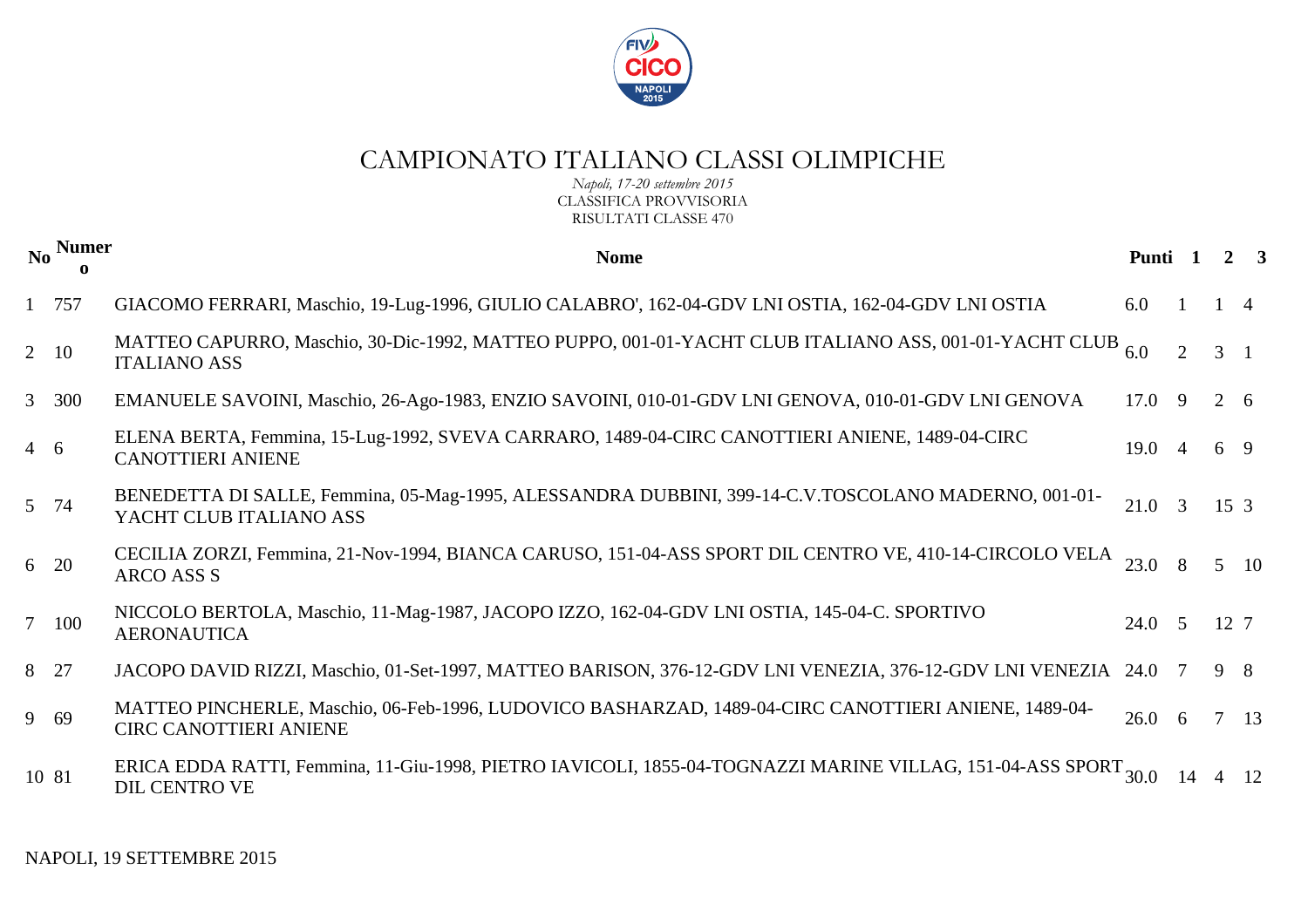# CAMPIONATO ITALIANO CLASSI OLIMPICHE

*Napoli, 17-20 settembre 2015*

CLASSIFICA PROVVISORIA

RISULTATI CLASSE 470

| No | Numero | Nome | Punti | 1 | 2 | 3 |
|---|---|---|---|---|---|---|
| 1 | 757 | GIACOMO FERRARI, Maschio, 19-Lug-1996, GIULIO CALABRO', 162-04-GDV LNI OSTIA, 162-04-GDV LNI OSTIA | 6.0 | 1 | 1 | 4 |
| 2 | 10 | MATTEO CAPURRO, Maschio, 30-Dic-1992, MATTEO PUPPO, 001-01-YACHT CLUB ITALIANO ASS, 001-01-YACHT CLUB ITALIANO ASS | 6.0 | 2 | 3 | 1 |
| 3 | 300 | EMANUELE SAVOINI, Maschio, 26-Ago-1983, ENZIO SAVOINI, 010-01-GDV LNI GENOVA, 010-01-GDV LNI GENOVA | 17.0 | 9 | 2 | 6 |
| 4 | 6 | ELENA BERTA, Femmina, 15-Lug-1992, SVEVA CARRARO, 1489-04-CIRC CANOTTIERI ANIENE, 1489-04-CIRC CANOTTIERI ANIENE | 19.0 | 4 | 6 | 9 |
| 5 | 74 | BENEDETTA DI SALLE, Femmina, 05-Mag-1995, ALESSANDRA DUBBINI, 399-14-C.V.TOSCOLANO MADERNO, 001-01-YACHT CLUB ITALIANO ASS | 21.0 | 3 | 15 | 3 |
| 6 | 20 | CECILIA ZORZI, Femmina, 21-Nov-1994, BIANCA CARUSO, 151-04-ASS SPORT DIL CENTRO VE, 410-14-CIRCOLO VELA ARCO ASS S | 23.0 | 8 | 5 | 10 |
| 7 | 100 | NICCOLO BERTOLA, Maschio, 11-Mag-1987, JACOPO IZZO, 162-04-GDV LNI OSTIA, 145-04-C. SPORTIVO AERONAUTICA | 24.0 | 5 | 12 | 7 |
| 8 | 27 | JACOPO DAVID RIZZI, Maschio, 01-Set-1997, MATTEO BARISON, 376-12-GDV LNI VENEZIA, 376-12-GDV LNI VENEZIA | 24.0 | 7 | 9 | 8 |
| 9 | 69 | MATTEO PINCHERLE, Maschio, 06-Feb-1996, LUDOVICO BASHARZAD, 1489-04-CIRC CANOTTIERI ANIENE, 1489-04-CIRC CANOTTIERI ANIENE | 26.0 | 6 | 7 | 13 |
| 10 | 81 | ERICA EDDA RATTI, Femmina, 11-Giu-1998, PIETRO IAVICOLI, 1855-04-TOGNAZZI MARINE VILLAG, 151-04-ASS SPORT DIL CENTRO VE | 30.0 | 14 | 4 | 12 |

NAPOLI, 19 SETTEMBRE 2015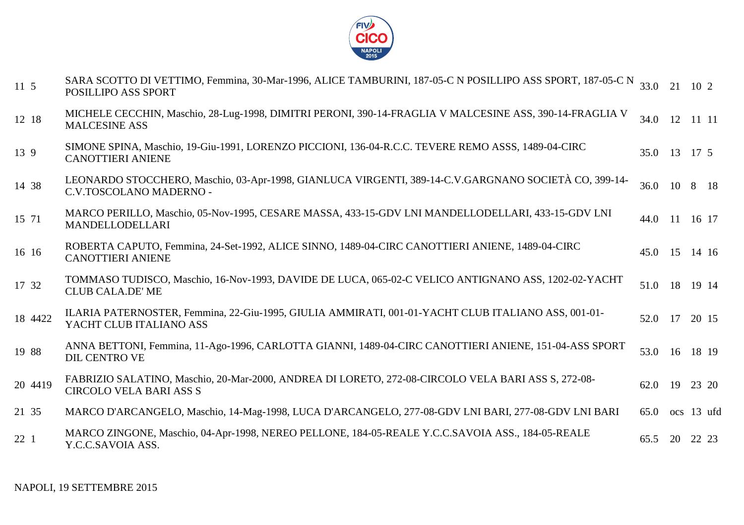| | | | | | | |
|---|---|---|---|---|---|---|
| 11 | 5 | SARA SCOTTO DI VETTIMO, Femmina, 30-Mar-1996, ALICE TAMBURINI, 187-05-C N POSILLIPO ASS SPORT, 187-05-C N POSILLIPO ASS SPORT | 33.0 | 21 | 10 | 2 |
| 12 | 18 | MICHELE CECCHIN, Maschio, 28-Lug-1998, DIMITRI PERONI, 390-14-FRAGLIA V MALCESINE ASS, 390-14-FRAGLIA V MALCESINE ASS | 34.0 | 12 | 11 | 11 |
| 13 | 9 | SIMONE SPINA, Maschio, 19-Giu-1991, LORENZO PICCIONI, 136-04-R.C.C. TEVERE REMO ASSS, 1489-04-CIRC CANOTTIERI ANIENE | 35.0 | 13 | 17 | 5 |
| 14 | 38 | LEONARDO STOCCHERO, Maschio, 03-Apr-1998, GIANLUCA VIRGENTI, 389-14-C.V.GARGNANO SOCIETÀ CO, 399-14-C.V.TOSCOLANO MADERNO - | 36.0 | 10 | 8 | 18 |
| 15 | 71 | MARCO PERILLO, Maschio, 05-Nov-1995, CESARE MASSA, 433-15-GDV LNI MANDELLODELLARI, 433-15-GDV LNI MANDELLODELLARI | 44.0 | 11 | 16 | 17 |
| 16 | 16 | ROBERTA CAPUTO, Femmina, 24-Set-1992, ALICE SINNO, 1489-04-CIRC CANOTTIERI ANIENE, 1489-04-CIRC CANOTTIERI ANIENE | 45.0 | 15 | 14 | 16 |
| 17 | 32 | TOMMASO TUDISCO, Maschio, 16-Nov-1993, DAVIDE DE LUCA, 065-02-C VELICO ANTIGNANO ASS, 1202-02-YACHT CLUB CALA.DE' ME | 51.0 | 18 | 19 | 14 |
| 18 | 4422 | ILARIA PATERNOSTER, Femmina, 22-Giu-1995, GIULIA AMMIRATI, 001-01-YACHT CLUB ITALIANO ASS, 001-01-YACHT CLUB ITALIANO ASS | 52.0 | 17 | 20 | 15 |
| 19 | 88 | ANNA BETTONI, Femmina, 11-Ago-1996, CARLOTTA GIANNI, 1489-04-CIRC CANOTTIERI ANIENE, 151-04-ASS SPORT DIL CENTRO VE | 53.0 | 16 | 18 | 19 |
| 20 | 4419 | FABRIZIO SALATINO, Maschio, 20-Mar-2000, ANDREA DI LORETO, 272-08-CIRCOLO VELA BARI ASS S, 272-08-CIRCOLO VELA BARI ASS S | 62.0 | 19 | 23 | 20 |
| 21 | 35 | MARCO D'ARCANGELO, Maschio, 14-Mag-1998, LUCA D'ARCANGELO, 277-08-GDV LNI BARI, 277-08-GDV LNI BARI | 65.0 | ocs | 13 | ufd |
| 22 | 1 | MARCO ZINGONE, Maschio, 04-Apr-1998, NEREO PELLONE, 184-05-REALE Y.C.C.SAVOIA ASS., 184-05-REALE Y.C.C.SAVOIA ASS. | 65.5 | 20 | 22 | 23 |

NAPOLI, 19 SETTEMBRE 2015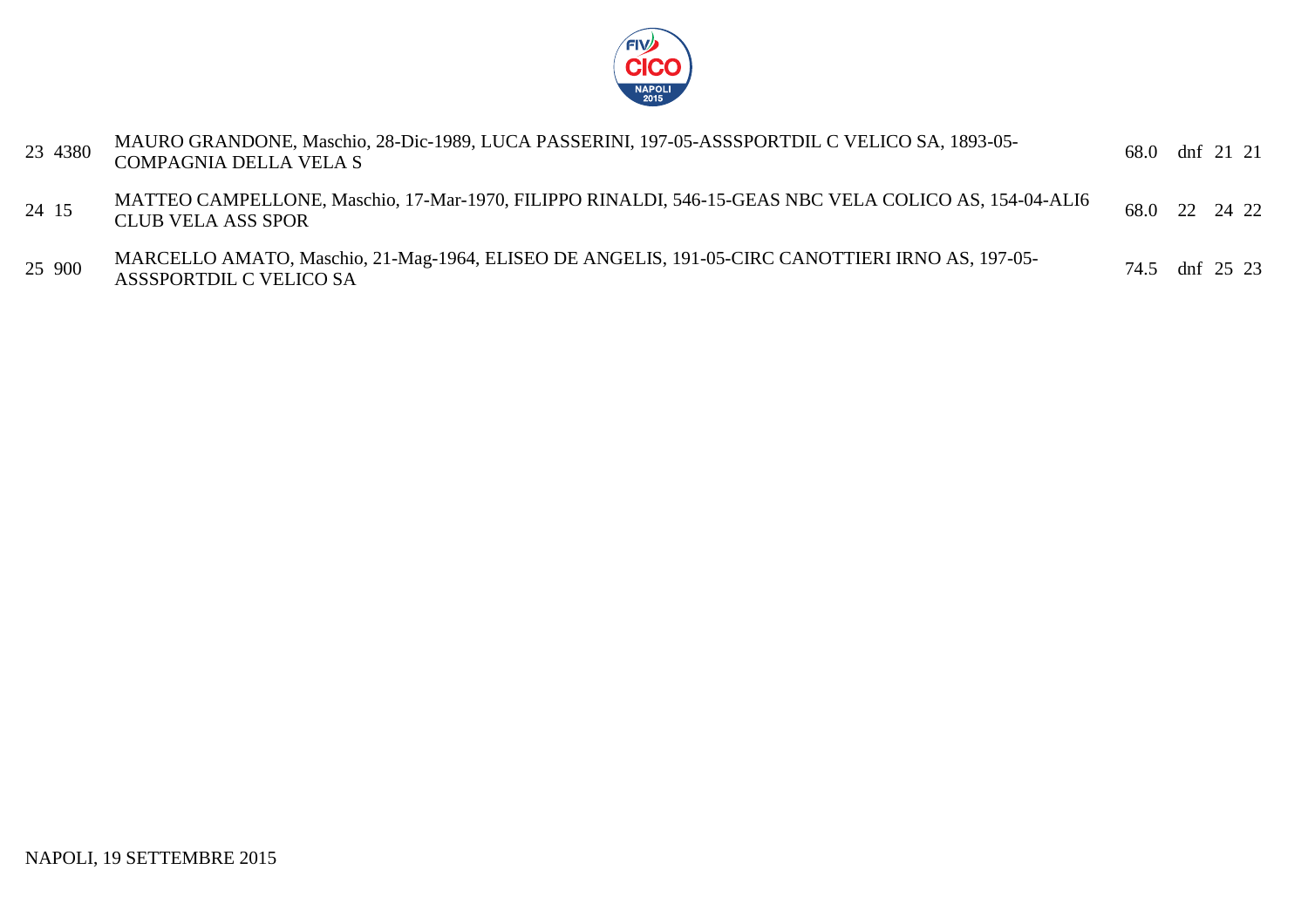| | | | | | | |
|---|---|---|---|---|---|---|
| 23 | 4380 | MAURO GRANDONE, Maschio, 28-Dic-1989, LUCA PASSERINI, 197-05-ASSSPORTDIL C VELICO SA, 1893-05-COMPAGNIA DELLA VELA S | 68.0 | dnf | 21 | 21 |
| 24 | 15 | MATTEO CAMPELLONE, Maschio, 17-Mar-1970, FILIPPO RINALDI, 546-15-GEAS NBC VELA COLICO AS, 154-04-ALI6 CLUB VELA ASS SPOR | 68.0 | 22 | 24 | 22 |
| 25 | 900 | MARCELLO AMATO, Maschio, 21-Mag-1964, ELISEO DE ANGELIS, 191-05-CIRC CANOTTIERI IRNO AS, 197-05-ASSSPORTDIL C VELICO SA | 74.5 | dnf | 25 | 23 |

NAPOLI, 19 SETTEMBRE 2015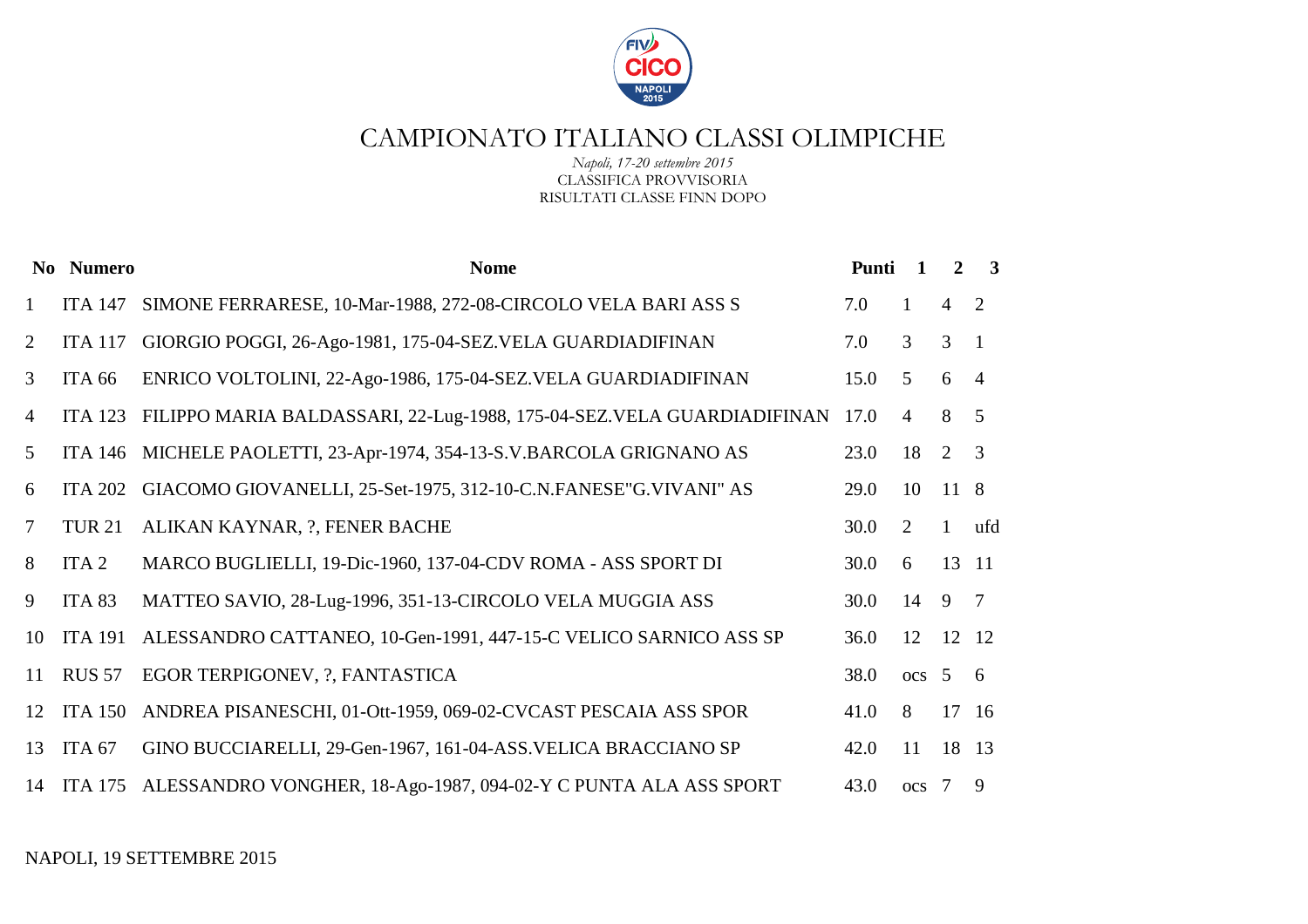# CAMPIONATO ITALIANO CLASSI OLIMPICHE

*Napoli, 17-20 settembre 2015*

CLASSIFICA PROVVISORIA

RISULTATI CLASSE FINN DOPO

| No | Numero | Nome | Punti | 1 | 2 | 3 |
|---|---|---|---|---|---|---|
| 1 | ITA 147 | SIMONE FERRARESE, 10-Mar-1988, 272-08-CIRCOLO VELA BARI ASS S | 7.0 | 1 | 4 | 2 |
| 2 | ITA 117 | GIORGIO POGGI, 26-Ago-1981, 175-04-SEZ.VELA GUARDIADIFINAN | 7.0 | 3 | 3 | 1 |
| 3 | ITA 66 | ENRICO VOLTOLINI, 22-Ago-1986, 175-04-SEZ.VELA GUARDIADIFINAN | 15.0 | 5 | 6 | 4 |
| 4 | ITA 123 | FILIPPO MARIA BALDASSARI, 22-Lug-1988, 175-04-SEZ.VELA GUARDIADIFINAN | 17.0 | 4 | 8 | 5 |
| 5 | ITA 146 | MICHELE PAOLETTI, 23-Apr-1974, 354-13-S.V.BARCOLA GRIGNANO AS | 23.0 | 18 | 2 | 3 |
| 6 | ITA 202 | GIACOMO GIOVANELLI, 25-Set-1975, 312-10-C.N.FANESE"G.VIVANI" AS | 29.0 | 10 | 11 | 8 |
| 7 | TUR 21 | ALIKAN KAYNAR, ?, FENER BACHE | 30.0 | 2 | 1 | ufd |
| 8 | ITA 2 | MARCO BUGLIELLI, 19-Dic-1960, 137-04-CDV ROMA - ASS SPORT DI | 30.0 | 6 | 13 | 11 |
| 9 | ITA 83 | MATTEO SAVIO, 28-Lug-1996, 351-13-CIRCOLO VELA MUGGIA ASS | 30.0 | 14 | 9 | 7 |
| 10 | ITA 191 | ALESSANDRO CATTANEO, 10-Gen-1991, 447-15-C VELICO SARNICO ASS SP | 36.0 | 12 | 12 | 12 |
| 11 | RUS 57 | EGOR TERPIGONEV, ?, FANTASTICA | 38.0 | ocs | 5 | 6 |
| 12 | ITA 150 | ANDREA PISANESCHI, 01-Ott-1959, 069-02-CVCAST PESCAIA ASS SPOR | 41.0 | 8 | 17 | 16 |
| 13 | ITA 67 | GINO BUCCIARELLI, 29-Gen-1967, 161-04-ASS.VELICA BRACCIANO SP | 42.0 | 11 | 18 | 13 |
| 14 | ITA 175 | ALESSANDRO VONGHER, 18-Ago-1987, 094-02-Y C PUNTA ALA ASS SPORT | 43.0 | ocs | 7 | 9 |

NAPOLI, 19 SETTEMBRE 2015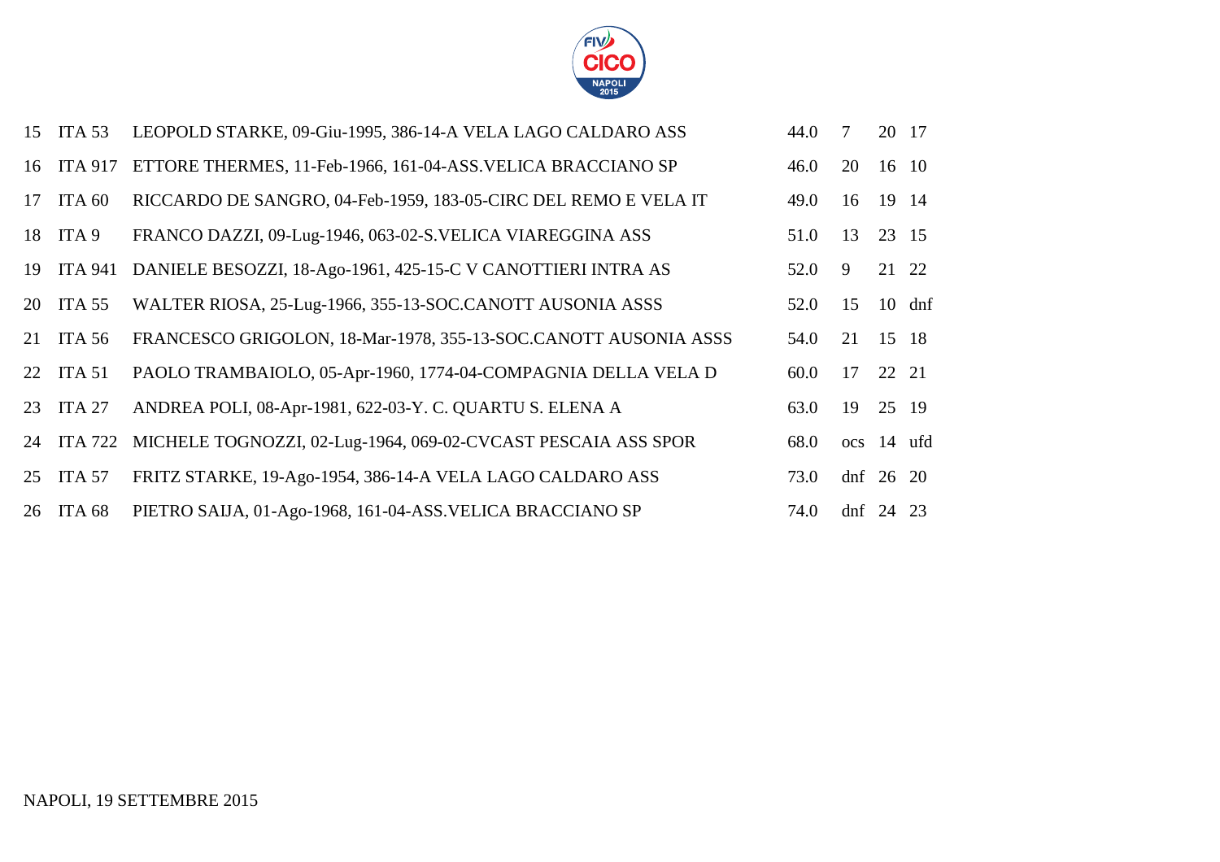| | | | | | | |
|---|---|---|---|---|---|---|
| 15 | ITA 53 | LEOPOLD STARKE, 09-Giu-1995, 386-14-A VELA LAGO CALDARO ASS | 44.0 | 7 | 20 | 17 |
| 16 | ITA 917 | ETTORE THERMES, 11-Feb-1966, 161-04-ASS.VELICA BRACCIANO SP | 46.0 | 20 | 16 | 10 |
| 17 | ITA 60 | RICCARDO DE SANGRO, 04-Feb-1959, 183-05-CIRC DEL REMO E VELA IT | 49.0 | 16 | 19 | 14 |
| 18 | ITA 9 | FRANCO DAZZI, 09-Lug-1946, 063-02-S.VELICA VIAREGGINA ASS | 51.0 | 13 | 23 | 15 |
| 19 | ITA 941 | DANIELE BESOZZI, 18-Ago-1961, 425-15-C V CANOTTIERI INTRA AS | 52.0 | 9 | 21 | 22 |
| 20 | ITA 55 | WALTER RIOSA, 25-Lug-1966, 355-13-SOC.CANOTT AUSONIA ASSS | 52.0 | 15 | 10 | dnf |
| 21 | ITA 56 | FRANCESCO GRIGOLON, 18-Mar-1978, 355-13-SOC.CANOTT AUSONIA ASSS | 54.0 | 21 | 15 | 18 |
| 22 | ITA 51 | PAOLO TRAMBAIOLO, 05-Apr-1960, 1774-04-COMPAGNIA DELLA VELA D | 60.0 | 17 | 22 | 21 |
| 23 | ITA 27 | ANDREA POLI, 08-Apr-1981, 622-03-Y. C. QUARTU S. ELENA A | 63.0 | 19 | 25 | 19 |
| 24 | ITA 722 | MICHELE TOGNOZZI, 02-Lug-1964, 069-02-CVCAST PESCAIA ASS SPOR | 68.0 | ocs | 14 | ufd |
| 25 | ITA 57 | FRITZ STARKE, 19-Ago-1954, 386-14-A VELA LAGO CALDARO ASS | 73.0 | dnf | 26 | 20 |
| 26 | ITA 68 | PIETRO SAIJA, 01-Ago-1968, 161-04-ASS.VELICA BRACCIANO SP | 74.0 | dnf | 24 | 23 |

NAPOLI, 19 SETTEMBRE 2015